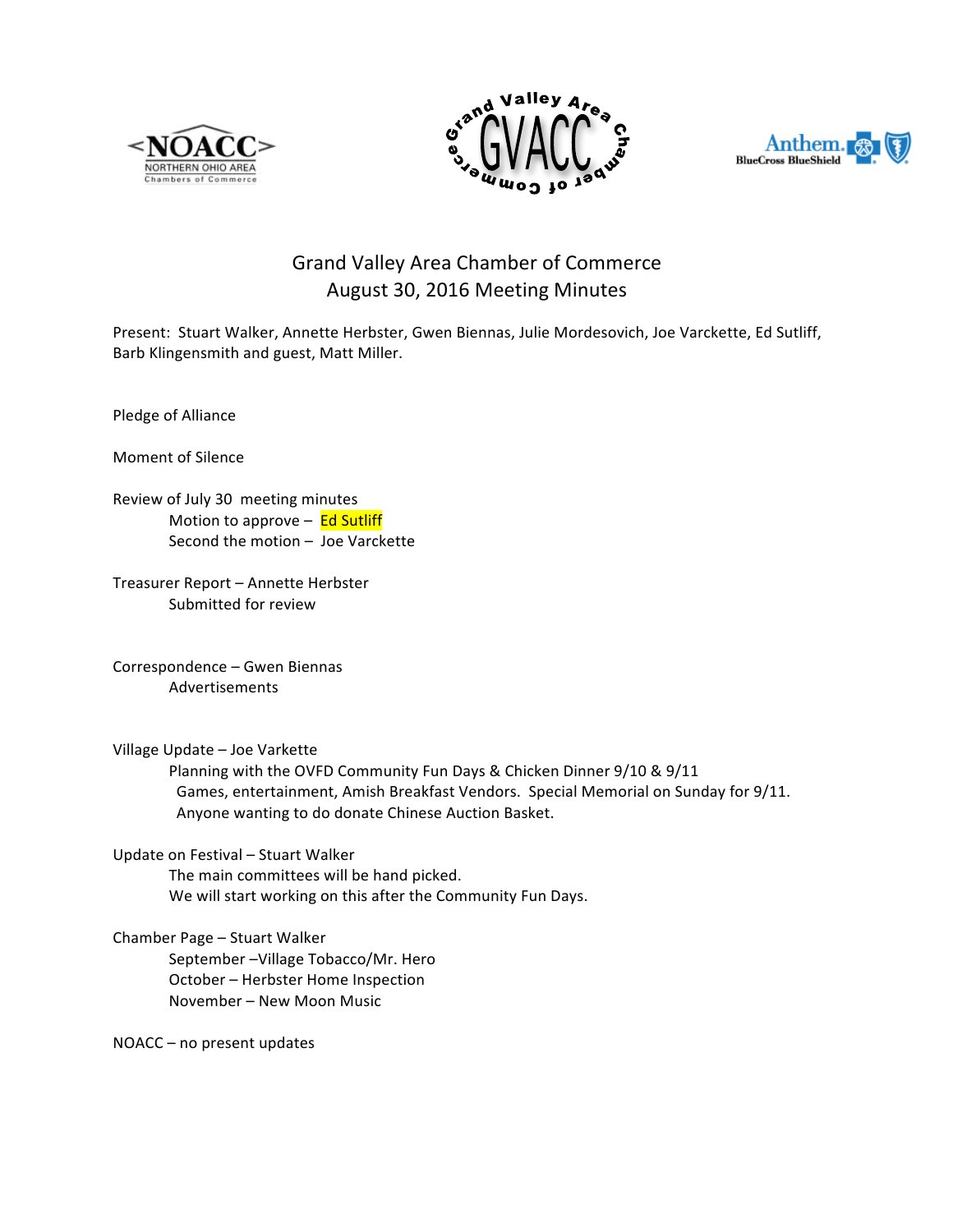# Grand Valley Area Chamber of Commerce
## August 30, 2016 Meeting Minutes

Present: Stuart Walker, Annette Herbster, Gwen Biennas, Julie Mordesovich, Joe Varckette, Ed Sutliff, Barb Klingensmith and guest, Matt Miller.

Pledge of Alliance

Moment of Silence

Review of July 30 meeting minutes
- Motion to approve – Ed Sutliff
- Second the motion – Joe Varckette

Treasurer Report – Annette Herbster
- Submitted for review

Correspondence – Gwen Biennas
- Advertisements

Village Update – Joe Varkette
- Planning with the OVFD Community Fun Days & Chicken Dinner 9/10 & 9/11
  Games, entertainment, Amish Breakfast Vendors. Special Memorial on Sunday for 9/11.
  Anyone wanting to do donate Chinese Auction Basket.

Update on Festival – Stuart Walker
- The main committees will be hand picked.
- We will start working on this after the Community Fun Days.

Chamber Page – Stuart Walker
- September –Village Tobacco/Mr. Hero
- October – Herbster Home Inspection
- November – New Moon Music

NOACC – no present updates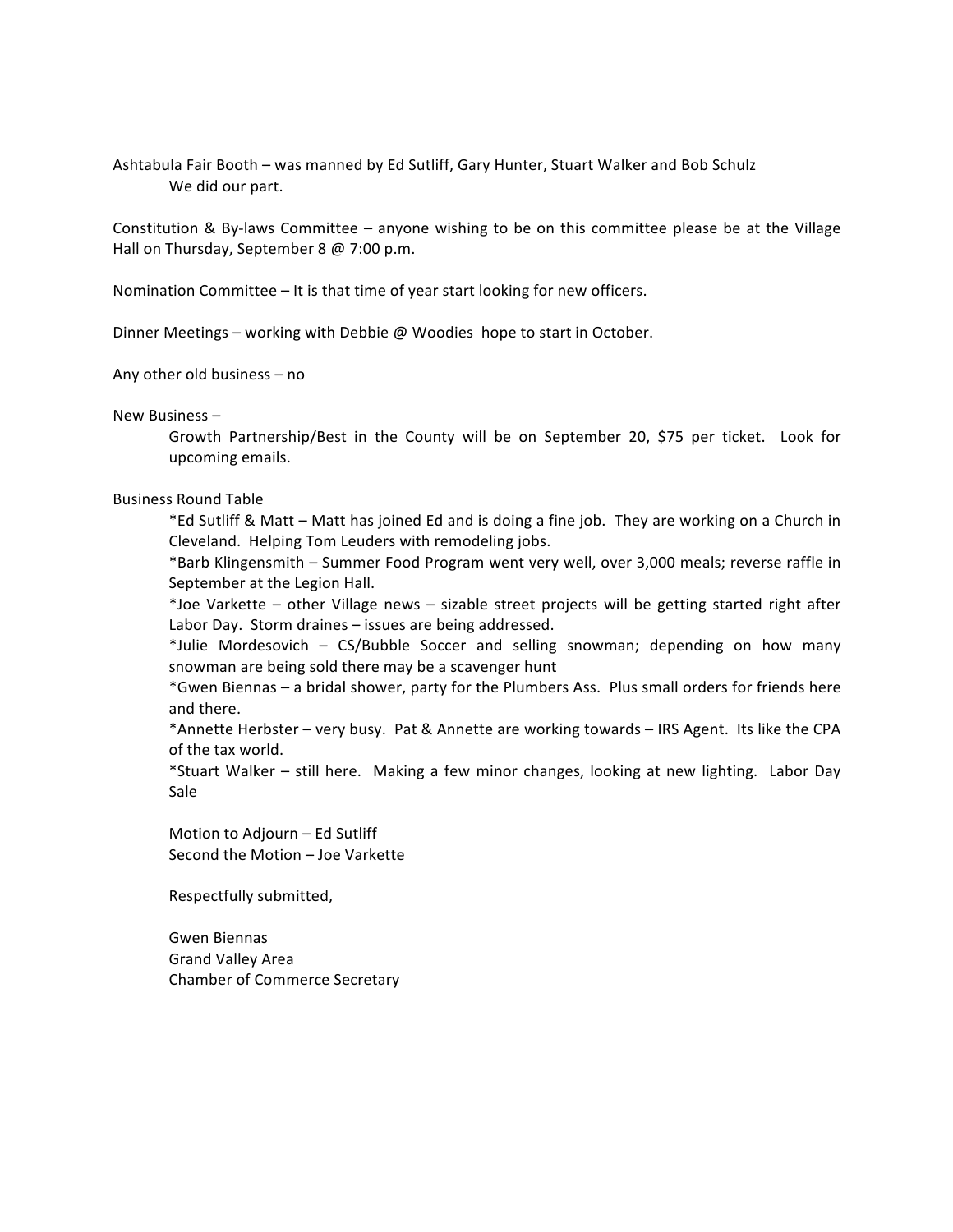Ashtabula Fair Booth – was manned by Ed Sutliff, Gary Hunter, Stuart Walker and Bob Schulz

We did our part.

Constitution & By-laws Committee – anyone wishing to be on this committee please be at the Village Hall on Thursday, September 8 @ 7:00 p.m.

Nomination Committee – It is that time of year start looking for new officers.

Dinner Meetings – working with Debbie @ Woodies hope to start in October.

Any other old business – no

New Business –

Growth Partnership/Best in the County will be on September 20, $75 per ticket. Look for upcoming emails.

Business Round Table

*Ed Sutliff & Matt – Matt has joined Ed and is doing a fine job. They are working on a Church in Cleveland. Helping Tom Leuders with remodeling jobs.

*Barb Klingensmith – Summer Food Program went very well, over 3,000 meals; reverse raffle in September at the Legion Hall.

*Joe Varkette – other Village news – sizable street projects will be getting started right after Labor Day. Storm draines – issues are being addressed.

*Julie Mordesovich – CS/Bubble Soccer and selling snowman; depending on how many snowman are being sold there may be a scavenger hunt

*Gwen Biennas – a bridal shower, party for the Plumbers Ass. Plus small orders for friends here and there.

*Annette Herbster – very busy. Pat & Annette are working towards – IRS Agent. Its like the CPA of the tax world.

*Stuart Walker – still here. Making a few minor changes, looking at new lighting. Labor Day Sale

Motion to Adjourn – Ed Sutliff
Second the Motion – Joe Varkette

Respectfully submitted,

Gwen Biennas
Grand Valley Area
Chamber of Commerce Secretary